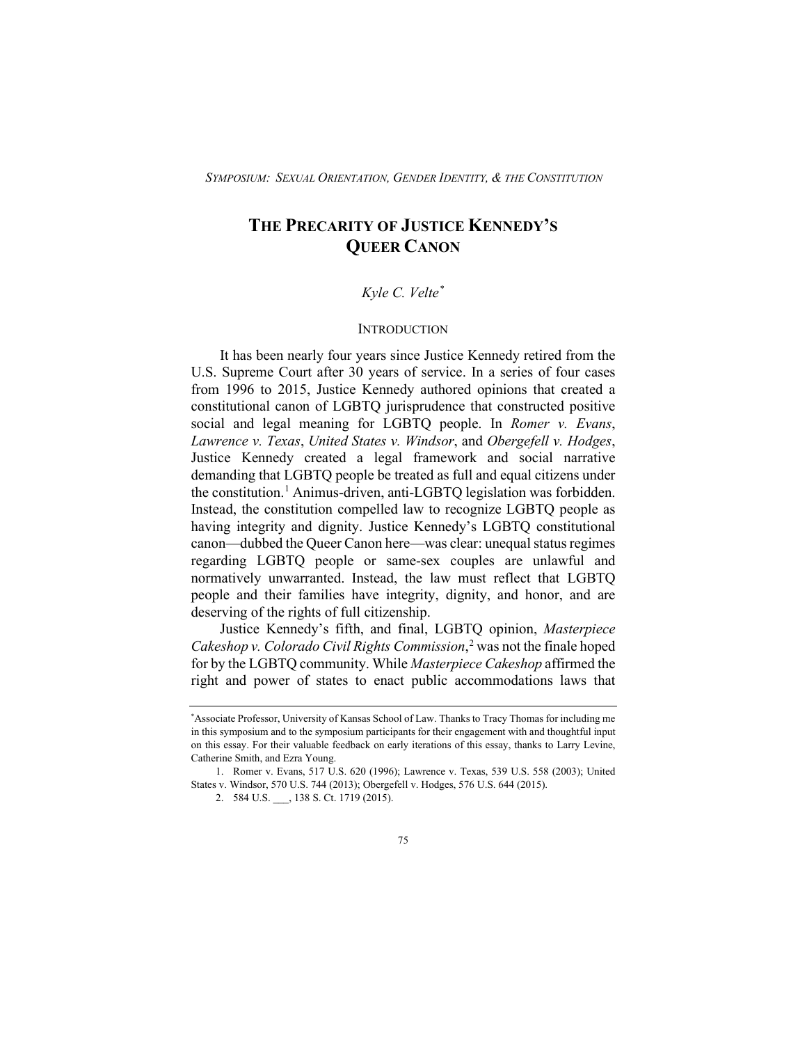*SYMPOSIUM: SEXUAL ORIENTATION, GENDER IDENTITY, & THE CONSTITUTION*

# THE PRECARITY OF JUSTICE KENNEDY'S QUEER CANON

*Kyle C. Velte*[*]

## INTRODUCTION

It has been nearly four years since Justice Kennedy retired from the U.S. Supreme Court after 30 years of service. In a series of four cases from 1996 to 2015, Justice Kennedy authored opinions that created a constitutional canon of LGBTQ jurisprudence that constructed positive social and legal meaning for LGBTQ people. In *Romer v. Evans*, *Lawrence v. Texas*, *United States v. Windsor*, and *Obergefell v. Hodges*, Justice Kennedy created a legal framework and social narrative demanding that LGBTQ people be treated as full and equal citizens under the constitution.[1] Animus-driven, anti-LGBTQ legislation was forbidden. Instead, the constitution compelled law to recognize LGBTQ people as having integrity and dignity. Justice Kennedy's LGBTQ constitutional canon—dubbed the Queer Canon here—was clear: unequal status regimes regarding LGBTQ people or same-sex couples are unlawful and normatively unwarranted. Instead, the law must reflect that LGBTQ people and their families have integrity, dignity, and honor, and are deserving of the rights of full citizenship.

Justice Kennedy's fifth, and final, LGBTQ opinion, *Masterpiece Cakeshop v. Colorado Civil Rights Commission*,[2] was not the finale hoped for by the LGBTQ community. While *Masterpiece Cakeshop* affirmed the right and power of states to enact public accommodations laws that

---

[*] Associate Professor, University of Kansas School of Law. Thanks to Tracy Thomas for including me in this symposium and to the symposium participants for their engagement with and thoughtful input on this essay. For their valuable feedback on early iterations of this essay, thanks to Larry Levine, Catherine Smith, and Ezra Young.

1. Romer v. Evans, 517 U.S. 620 (1996); Lawrence v. Texas, 539 U.S. 558 (2003); United States v. Windsor, 570 U.S. 744 (2013); Obergefell v. Hodges, 576 U.S. 644 (2015).

2. 584 U.S. ___, 138 S. Ct. 1719 (2015).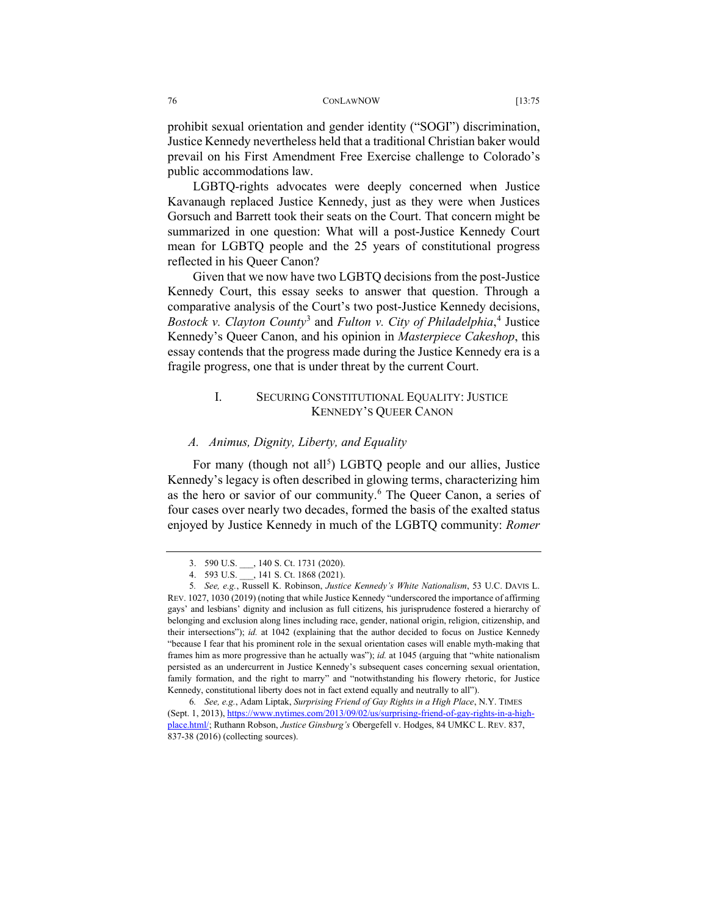prohibit sexual orientation and gender identity ("SOGI") discrimination, Justice Kennedy nevertheless held that a traditional Christian baker would prevail on his First Amendment Free Exercise challenge to Colorado's public accommodations law.

LGBTQ-rights advocates were deeply concerned when Justice Kavanaugh replaced Justice Kennedy, just as they were when Justices Gorsuch and Barrett took their seats on the Court. That concern might be summarized in one question: What will a post-Justice Kennedy Court mean for LGBTQ people and the 25 years of constitutional progress reflected in his Queer Canon?

Given that we now have two LGBTQ decisions from the post-Justice Kennedy Court, this essay seeks to answer that question. Through a comparative analysis of the Court's two post-Justice Kennedy decisions, *Bostock v. Clayton County*[3] and *Fulton v. City of Philadelphia*,[4] Justice Kennedy's Queer Canon, and his opinion in *Masterpiece Cakeshop*, this essay contends that the progress made during the Justice Kennedy era is a fragile progress, one that is under threat by the current Court.

## I. Securing Constitutional Equality: Justice Kennedy's Queer Canon

### *A. Animus, Dignity, Liberty, and Equality*

For many (though not all[5]) LGBTQ people and our allies, Justice Kennedy's legacy is often described in glowing terms, characterizing him as the hero or savior of our community.[6] The Queer Canon, a series of four cases over nearly two decades, formed the basis of the exalted status enjoyed by Justice Kennedy in much of the LGBTQ community: *Romer*

---

3. 590 U.S. ___, 140 S. Ct. 1731 (2020).

4. 593 U.S. ___, 141 S. Ct. 1868 (2021).

5. *See, e.g.*, Russell K. Robinson, *Justice Kennedy's White Nationalism*, 53 U.C. DAVIS L. REV. 1027, 1030 (2019) (noting that while Justice Kennedy "underscored the importance of affirming gays' and lesbians' dignity and inclusion as full citizens, his jurisprudence fostered a hierarchy of belonging and exclusion along lines including race, gender, national origin, religion, citizenship, and their intersections"); *id.* at 1042 (explaining that the author decided to focus on Justice Kennedy "because I fear that his prominent role in the sexual orientation cases will enable myth-making that frames him as more progressive than he actually was"); *id.* at 1045 (arguing that "white nationalism persisted as an undercurrent in Justice Kennedy's subsequent cases concerning sexual orientation, family formation, and the right to marry" and "notwithstanding his flowery rhetoric, for Justice Kennedy, constitutional liberty does not in fact extend equally and neutrally to all").

6. *See, e.g.*, Adam Liptak, *Surprising Friend of Gay Rights in a High Place*, N.Y. TIMES (Sept. 1, 2013), https://www.nytimes.com/2013/09/02/us/surprising-friend-of-gay-rights-in-a-high-place.html/; Ruthann Robson, *Justice Ginsburg's* Obergefell v. Hodges, 84 UMKC L. REV. 837, 837-38 (2016) (collecting sources).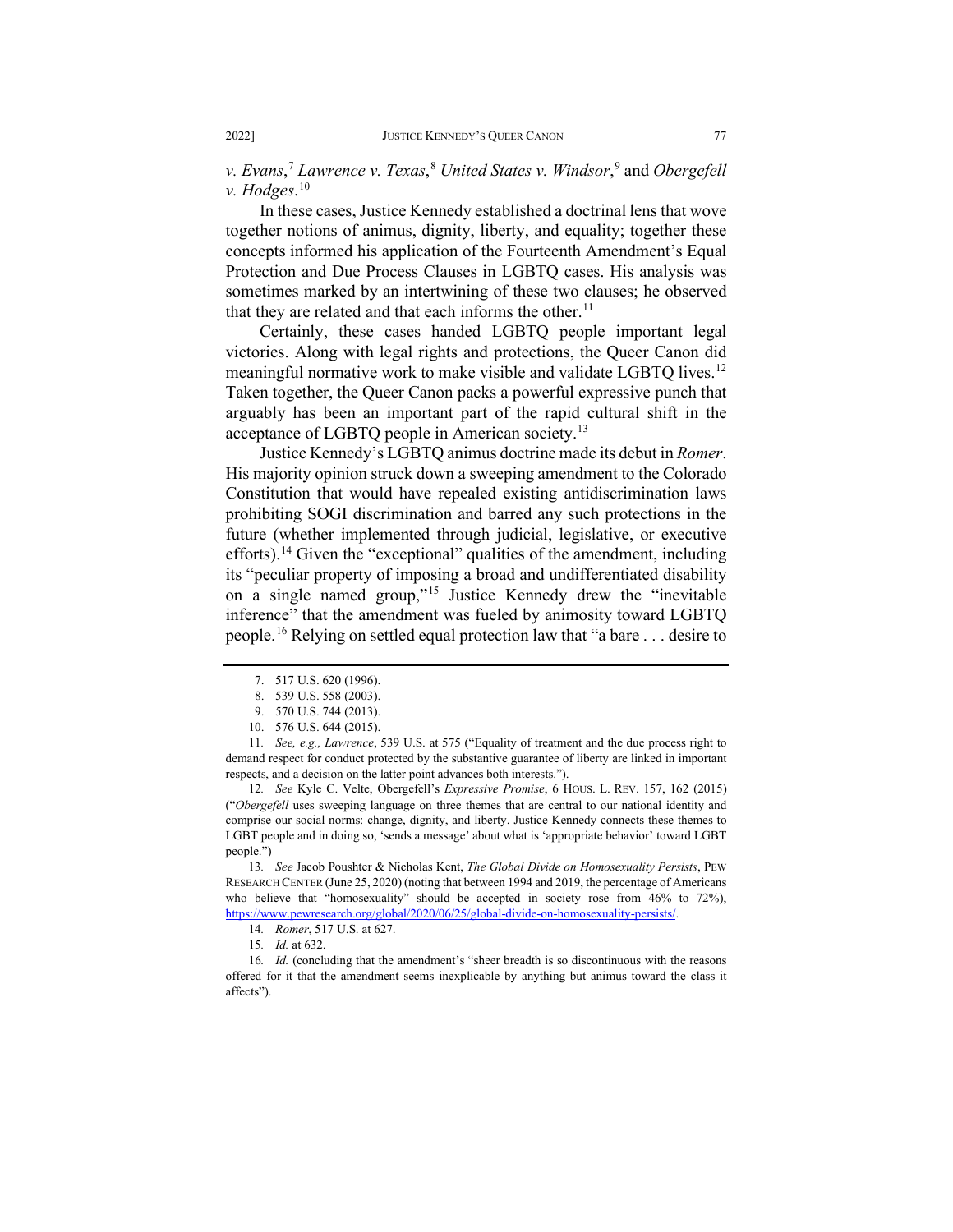*v. Evans*,[7] *Lawrence v. Texas*,[8] *United States v. Windsor*,[9] and *Obergefell v. Hodges*.[10]

In these cases, Justice Kennedy established a doctrinal lens that wove together notions of animus, dignity, liberty, and equality; together these concepts informed his application of the Fourteenth Amendment's Equal Protection and Due Process Clauses in LGBTQ cases. His analysis was sometimes marked by an intertwining of these two clauses; he observed that they are related and that each informs the other.[11]

Certainly, these cases handed LGBTQ people important legal victories. Along with legal rights and protections, the Queer Canon did meaningful normative work to make visible and validate LGBTQ lives.[12] Taken together, the Queer Canon packs a powerful expressive punch that arguably has been an important part of the rapid cultural shift in the acceptance of LGBTQ people in American society.[13]

Justice Kennedy's LGBTQ animus doctrine made its debut in *Romer*. His majority opinion struck down a sweeping amendment to the Colorado Constitution that would have repealed existing antidiscrimination laws prohibiting SOGI discrimination and barred any such protections in the future (whether implemented through judicial, legislative, or executive efforts).[14] Given the "exceptional" qualities of the amendment, including its "peculiar property of imposing a broad and undifferentiated disability on a single named group,"[15] Justice Kennedy drew the "inevitable inference" that the amendment was fueled by animosity toward LGBTQ people.[16] Relying on settled equal protection law that "a bare . . . desire to

---

7. 517 U.S. 620 (1996).

8. 539 U.S. 558 (2003).

9. 570 U.S. 744 (2013).

10. 576 U.S. 644 (2015).

11. *See, e.g., Lawrence*, 539 U.S. at 575 ("Equality of treatment and the due process right to demand respect for conduct protected by the substantive guarantee of liberty are linked in important respects, and a decision on the latter point advances both interests.").

12. *See* Kyle C. Velte, Obergefell's *Expressive Promise*, 6 HOUS. L. REV. 157, 162 (2015) ("*Obergefell* uses sweeping language on three themes that are central to our national identity and comprise our social norms: change, dignity, and liberty. Justice Kennedy connects these themes to LGBT people and in doing so, 'sends a message' about what is 'appropriate behavior' toward LGBT people.")

13. *See* Jacob Poushter & Nicholas Kent, *The Global Divide on Homosexuality Persists*, PEW RESEARCH CENTER (June 25, 2020) (noting that between 1994 and 2019, the percentage of Americans who believe that "homosexuality" should be accepted in society rose from 46% to 72%), https://www.pewresearch.org/global/2020/06/25/global-divide-on-homosexuality-persists/.

14. *Romer*, 517 U.S. at 627.

15. *Id.* at 632.

16. *Id.* (concluding that the amendment's "sheer breadth is so discontinuous with the reasons offered for it that the amendment seems inexplicable by anything but animus toward the class it affects").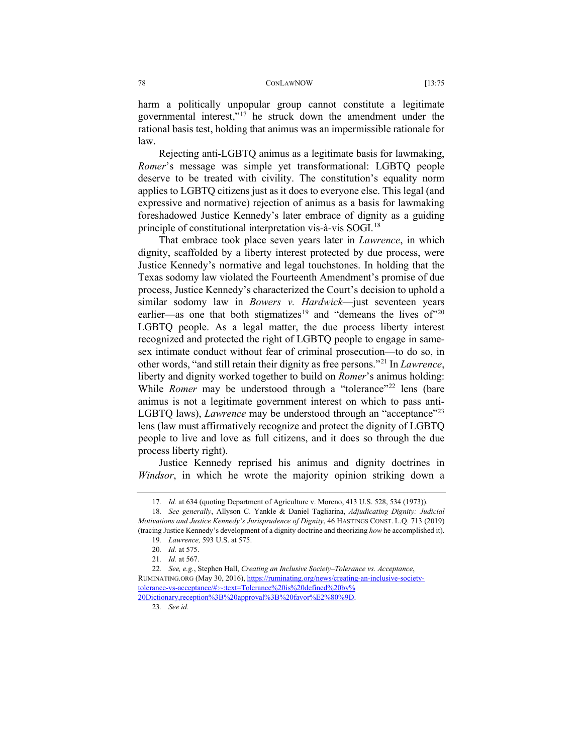harm a politically unpopular group cannot constitute a legitimate governmental interest,"[17] he struck down the amendment under the rational basis test, holding that animus was an impermissible rationale for law.

Rejecting anti-LGBTQ animus as a legitimate basis for lawmaking, *Romer*'s message was simple yet transformational: LGBTQ people deserve to be treated with civility. The constitution's equality norm applies to LGBTQ citizens just as it does to everyone else. This legal (and expressive and normative) rejection of animus as a basis for lawmaking foreshadowed Justice Kennedy's later embrace of dignity as a guiding principle of constitutional interpretation vis-à-vis SOGI.[18]

That embrace took place seven years later in *Lawrence*, in which dignity, scaffolded by a liberty interest protected by due process, were Justice Kennedy's normative and legal touchstones. In holding that the Texas sodomy law violated the Fourteenth Amendment's promise of due process, Justice Kennedy's characterized the Court's decision to uphold a similar sodomy law in *Bowers v. Hardwick*—just seventeen years earlier—as one that both stigmatizes[19] and "demeans the lives of"[20] LGBTQ people. As a legal matter, the due process liberty interest recognized and protected the right of LGBTQ people to engage in same-sex intimate conduct without fear of criminal prosecution—to do so, in other words, "and still retain their dignity as free persons."[21] In *Lawrence*, liberty and dignity worked together to build on *Romer*'s animus holding: While *Romer* may be understood through a "tolerance"[22] lens (bare animus is not a legitimate government interest on which to pass anti-LGBTQ laws), *Lawrence* may be understood through an "acceptance"[23] lens (law must affirmatively recognize and protect the dignity of LGBTQ people to live and love as full citizens, and it does so through the due process liberty right).

Justice Kennedy reprised his animus and dignity doctrines in *Windsor*, in which he wrote the majority opinion striking down a

---

17. *Id.* at 634 (quoting Department of Agriculture v. Moreno, 413 U.S. 528, 534 (1973)).

18. *See generally*, Allyson C. Yankle & Daniel Tagliarina, *Adjudicating Dignity: Judicial Motivations and Justice Kennedy's Jurisprudence of Dignity*, 46 HASTINGS CONST. L.Q. 713 (2019) (tracing Justice Kennedy's development of a dignity doctrine and theorizing *how* he accomplished it).

19. *Lawrence,* 593 U.S. at 575.

20. *Id.* at 575.

21. *Id.* at 567.

22. *See, e.g.*, Stephen Hall, *Creating an Inclusive Society–Tolerance vs. Acceptance*, RUMINATING.ORG (May 30, 2016), https://ruminating.org/news/creating-an-inclusive-society-tolerance-vs-acceptance/#:~:text=Tolerance%20is%20defined%20by%20Dictionary,reception%3B%20approval%3B%20favor%E2%80%9D.

23. *See id.*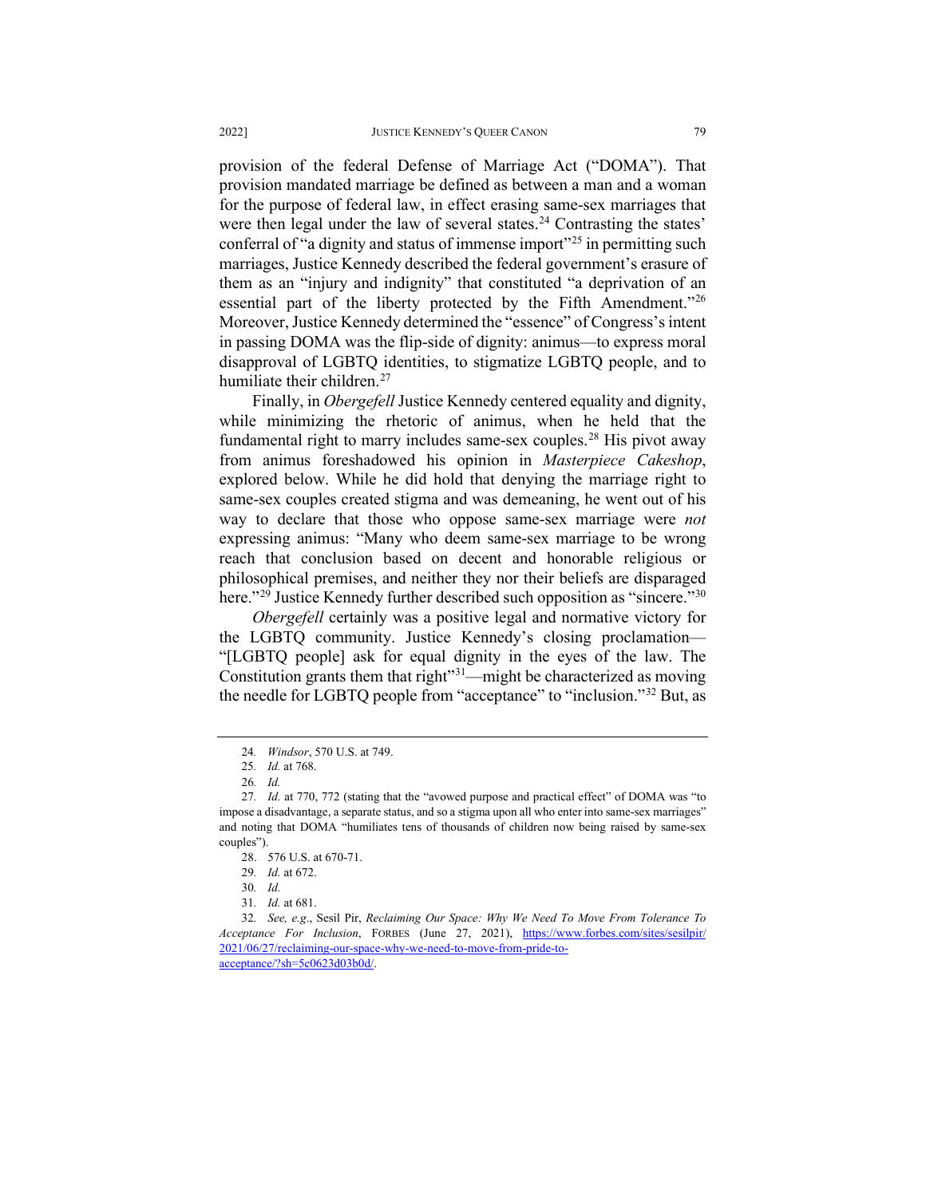provision of the federal Defense of Marriage Act ("DOMA"). That provision mandated marriage be defined as between a man and a woman for the purpose of federal law, in effect erasing same-sex marriages that were then legal under the law of several states.[24] Contrasting the states' conferral of "a dignity and status of immense import"[25] in permitting such marriages, Justice Kennedy described the federal government's erasure of them as an "injury and indignity" that constituted "a deprivation of an essential part of the liberty protected by the Fifth Amendment."[26] Moreover, Justice Kennedy determined the "essence" of Congress's intent in passing DOMA was the flip-side of dignity: animus—to express moral disapproval of LGBTQ identities, to stigmatize LGBTQ people, and to humiliate their children.[27]

Finally, in *Obergefell* Justice Kennedy centered equality and dignity, while minimizing the rhetoric of animus, when he held that the fundamental right to marry includes same-sex couples.[28] His pivot away from animus foreshadowed his opinion in *Masterpiece Cakeshop*, explored below. While he did hold that denying the marriage right to same-sex couples created stigma and was demeaning, he went out of his way to declare that those who oppose same-sex marriage were *not* expressing animus: "Many who deem same-sex marriage to be wrong reach that conclusion based on decent and honorable religious or philosophical premises, and neither they nor their beliefs are disparaged here."[29] Justice Kennedy further described such opposition as "sincere."[30]

*Obergefell* certainly was a positive legal and normative victory for the LGBTQ community. Justice Kennedy's closing proclamation—"[LGBTQ people] ask for equal dignity in the eyes of the law. The Constitution grants them that right"[31]—might be characterized as moving the needle for LGBTQ people from "acceptance" to "inclusion."[32] But, as

---

24. *Windsor*, 570 U.S. at 749.

25. *Id.* at 768.

26. *Id.*

27. *Id.* at 770, 772 (stating that the "avowed purpose and practical effect" of DOMA was "to impose a disadvantage, a separate status, and so a stigma upon all who enter into same-sex marriages" and noting that DOMA "humiliates tens of thousands of children now being raised by same-sex couples").

28. 576 U.S. at 670-71.

29. *Id.* at 672.

30. *Id.*

31. *Id.* at 681.

32. *See, e.g.*, Sesil Pir, *Reclaiming Our Space: Why We Need To Move From Tolerance To Acceptance For Inclusion*, FORBES (June 27, 2021), https://www.forbes.com/sites/sesilpir/2021/06/27/reclaiming-our-space-why-we-need-to-move-from-pride-to-acceptance/?sh=5c0623d03b0d/.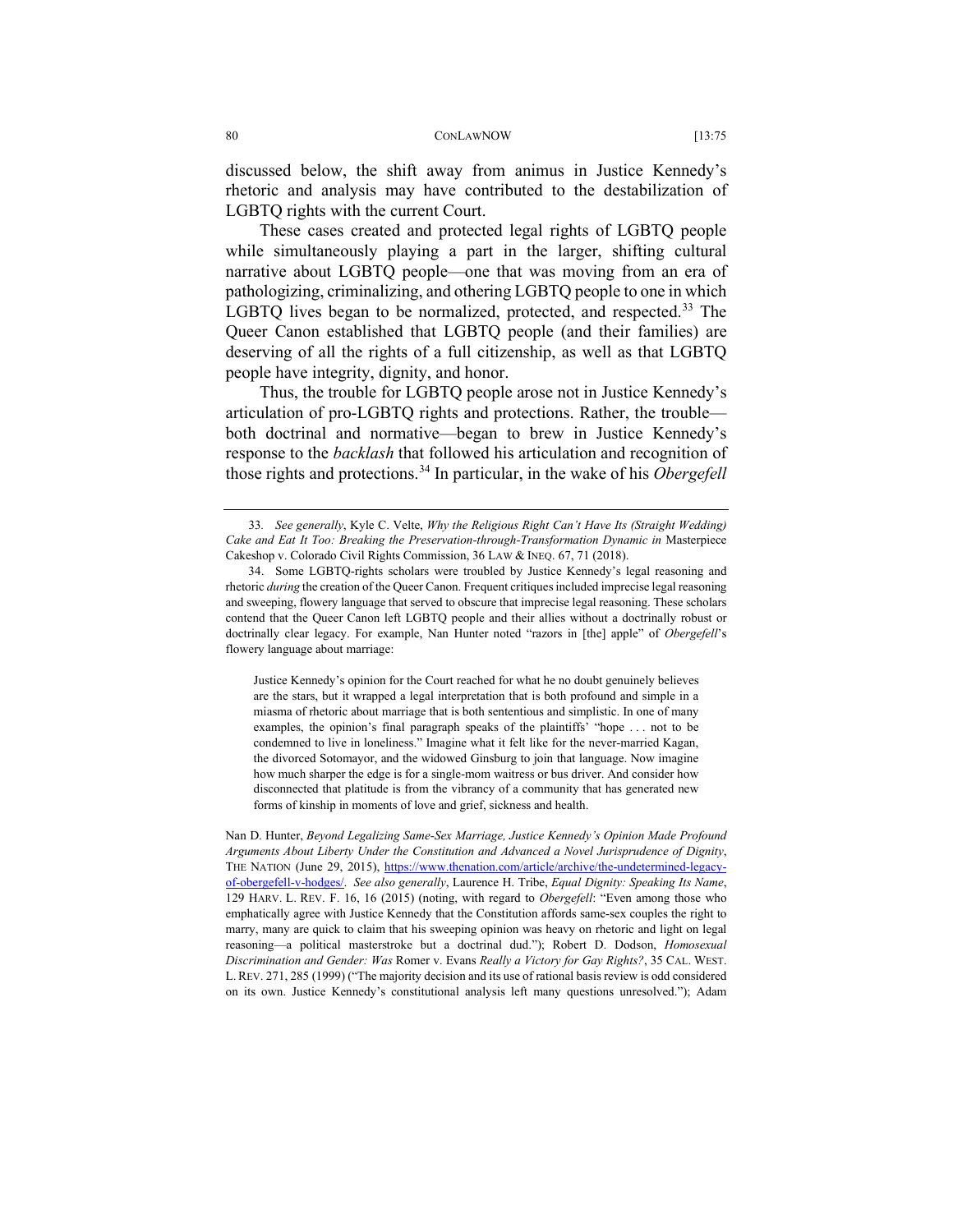discussed below, the shift away from animus in Justice Kennedy's rhetoric and analysis may have contributed to the destabilization of LGBTQ rights with the current Court.

These cases created and protected legal rights of LGBTQ people while simultaneously playing a part in the larger, shifting cultural narrative about LGBTQ people—one that was moving from an era of pathologizing, criminalizing, and othering LGBTQ people to one in which LGBTQ lives began to be normalized, protected, and respected.[33] The Queer Canon established that LGBTQ people (and their families) are deserving of all the rights of a full citizenship, as well as that LGBTQ people have integrity, dignity, and honor.

Thus, the trouble for LGBTQ people arose not in Justice Kennedy's articulation of pro-LGBTQ rights and protections. Rather, the trouble—both doctrinal and normative—began to brew in Justice Kennedy's response to the *backlash* that followed his articulation and recognition of those rights and protections.[34] In particular, in the wake of his *Obergefell*

---

33. *See generally*, Kyle C. Velte, *Why the Religious Right Can't Have Its (Straight Wedding) Cake and Eat It Too: Breaking the Preservation-through-Transformation Dynamic in* Masterpiece Cakeshop v. Colorado Civil Rights Commission, 36 LAW & INEQ. 67, 71 (2018).

34. Some LGBTQ-rights scholars were troubled by Justice Kennedy's legal reasoning and rhetoric *during* the creation of the Queer Canon. Frequent critiques included imprecise legal reasoning and sweeping, flowery language that served to obscure that imprecise legal reasoning. These scholars contend that the Queer Canon left LGBTQ people and their allies without a doctrinally robust or doctrinally clear legacy. For example, Nan Hunter noted "razors in [the] apple" of *Obergefell*'s flowery language about marriage:

> Justice Kennedy's opinion for the Court reached for what he no doubt genuinely believes are the stars, but it wrapped a legal interpretation that is both profound and simple in a miasma of rhetoric about marriage that is both sententious and simplistic. In one of many examples, the opinion's final paragraph speaks of the plaintiffs' "hope . . . not to be condemned to live in loneliness." Imagine what it felt like for the never-married Kagan, the divorced Sotomayor, and the widowed Ginsburg to join that language. Now imagine how much sharper the edge is for a single-mom waitress or bus driver. And consider how disconnected that platitude is from the vibrancy of a community that has generated new forms of kinship in moments of love and grief, sickness and health.

Nan D. Hunter, *Beyond Legalizing Same-Sex Marriage, Justice Kennedy's Opinion Made Profound Arguments About Liberty Under the Constitution and Advanced a Novel Jurisprudence of Dignity*, THE NATION (June 29, 2015), https://www.thenation.com/article/archive/the-undetermined-legacy-of-obergefell-v-hodges/. *See also generally*, Laurence H. Tribe, *Equal Dignity: Speaking Its Name*, 129 HARV. L. REV. F. 16, 16 (2015) (noting, with regard to *Obergefell*: "Even among those who emphatically agree with Justice Kennedy that the Constitution affords same-sex couples the right to marry, many are quick to claim that his sweeping opinion was heavy on rhetoric and light on legal reasoning—a political masterstroke but a doctrinal dud."); Robert D. Dodson, *Homosexual Discrimination and Gender: Was* Romer v. Evans *Really a Victory for Gay Rights?*, 35 CAL. WEST. L. REV. 271, 285 (1999) ("The majority decision and its use of rational basis review is odd considered on its own. Justice Kennedy's constitutional analysis left many questions unresolved."); Adam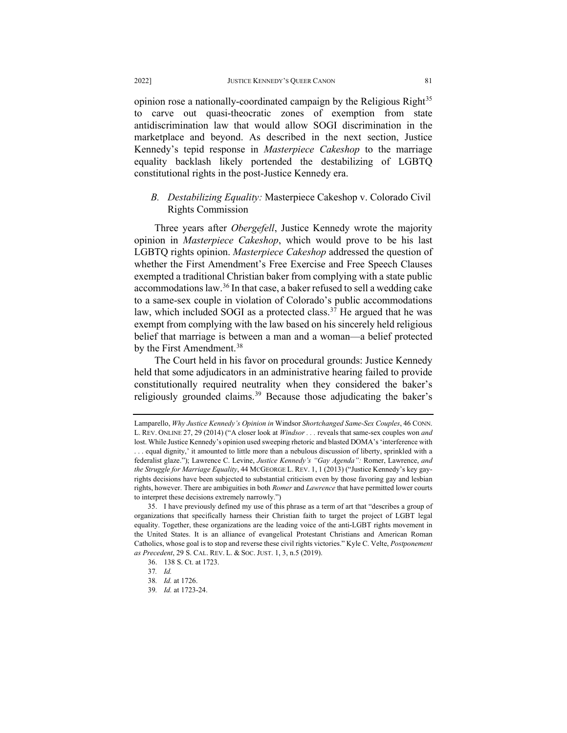opinion rose a nationally-coordinated campaign by the Religious Right[35] to carve out quasi-theocratic zones of exemption from state antidiscrimination law that would allow SOGI discrimination in the marketplace and beyond. As described in the next section, Justice Kennedy's tepid response in *Masterpiece Cakeshop* to the marriage equality backlash likely portended the destabilizing of LGBTQ constitutional rights in the post-Justice Kennedy era.

### B. *Destabilizing Equality:* Masterpiece Cakeshop v. Colorado Civil Rights Commission

Three years after *Obergefell*, Justice Kennedy wrote the majority opinion in *Masterpiece Cakeshop*, which would prove to be his last LGBTQ rights opinion. *Masterpiece Cakeshop* addressed the question of whether the First Amendment's Free Exercise and Free Speech Clauses exempted a traditional Christian baker from complying with a state public accommodations law.[36] In that case, a baker refused to sell a wedding cake to a same-sex couple in violation of Colorado's public accommodations law, which included SOGI as a protected class.[37] He argued that he was exempt from complying with the law based on his sincerely held religious belief that marriage is between a man and a woman—a belief protected by the First Amendment.[38]

The Court held in his favor on procedural grounds: Justice Kennedy held that some adjudicators in an administrative hearing failed to provide constitutionally required neutrality when they considered the baker's religiously grounded claims.[39] Because those adjudicating the baker's

---

Lamparello, *Why Justice Kennedy's Opinion in* Windsor *Shortchanged Same-Sex Couples*, 46 CONN. L. REV. ONLINE 27, 29 (2014) ("A closer look at *Windsor* . . . reveals that same-sex couples won *and* lost. While Justice Kennedy's opinion used sweeping rhetoric and blasted DOMA's 'interference with . . . equal dignity,' it amounted to little more than a nebulous discussion of liberty, sprinkled with a federalist glaze."); Lawrence C. Levine, *Justice Kennedy's "Gay Agenda":* Romer, Lawrence, *and the Struggle for Marriage Equality*, 44 MCGEORGE L. REV. 1, 1 (2013) ("Justice Kennedy's key gay-rights decisions have been subjected to substantial criticism even by those favoring gay and lesbian rights, however. There are ambiguities in both *Romer* and *Lawrence* that have permitted lower courts to interpret these decisions extremely narrowly.")

35. I have previously defined my use of this phrase as a term of art that "describes a group of organizations that specifically harness their Christian faith to target the project of LGBT legal equality. Together, these organizations are the leading voice of the anti-LGBT rights movement in the United States. It is an alliance of evangelical Protestant Christians and American Roman Catholics, whose goal is to stop and reverse these civil rights victories." Kyle C. Velte, *Postponement as Precedent*, 29 S. CAL. REV. L. & SOC. JUST. 1, 3, n.5 (2019).

36. 138 S. Ct. at 1723.

37. *Id.*

38. *Id.* at 1726.

39. *Id.* at 1723-24.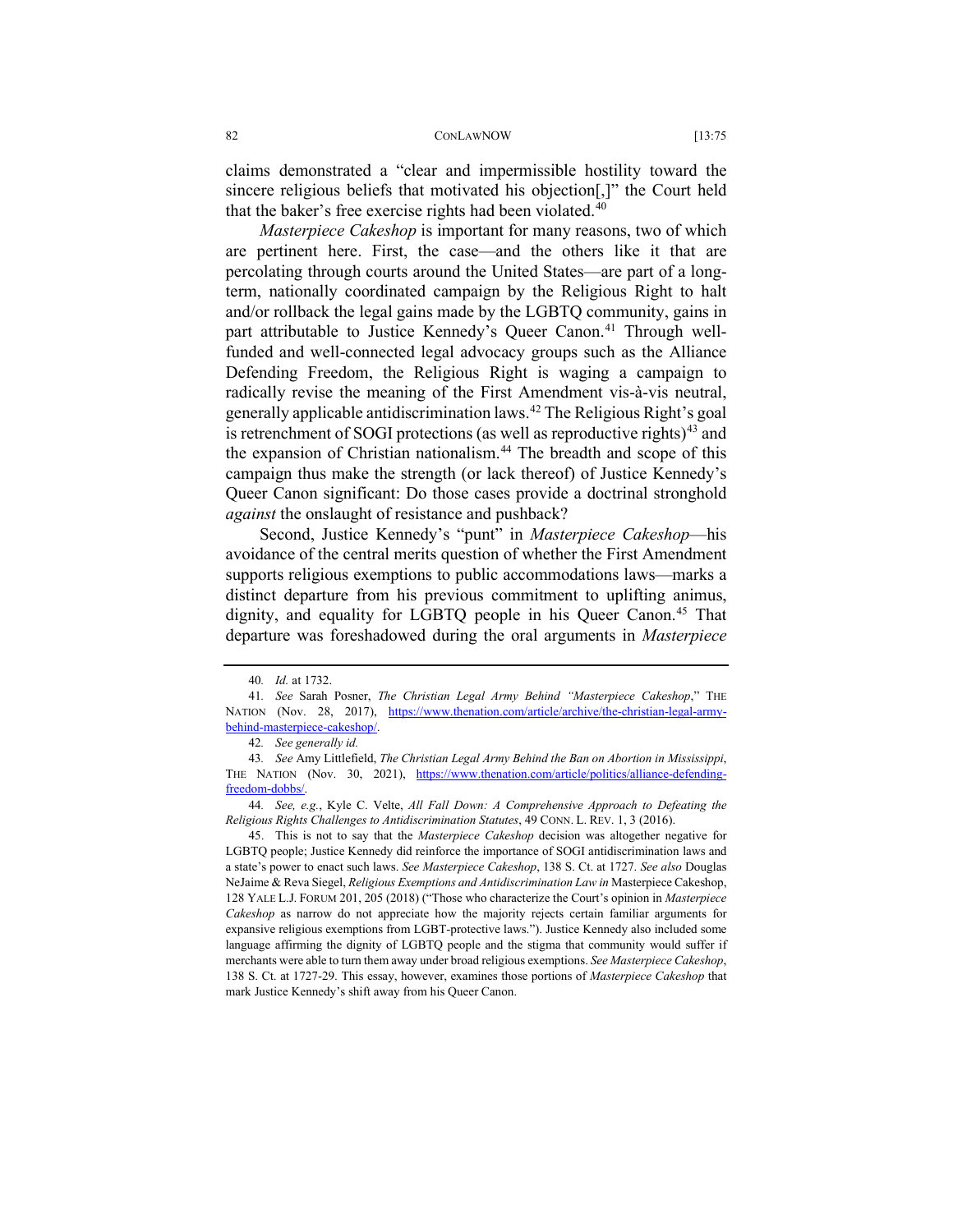claims demonstrated a "clear and impermissible hostility toward the sincere religious beliefs that motivated his objection[,]" the Court held that the baker's free exercise rights had been violated.[40]

*Masterpiece Cakeshop* is important for many reasons, two of which are pertinent here. First, the case—and the others like it that are percolating through courts around the United States—are part of a long-term, nationally coordinated campaign by the Religious Right to halt and/or rollback the legal gains made by the LGBTQ community, gains in part attributable to Justice Kennedy's Queer Canon.[41] Through well-funded and well-connected legal advocacy groups such as the Alliance Defending Freedom, the Religious Right is waging a campaign to radically revise the meaning of the First Amendment vis-à-vis neutral, generally applicable antidiscrimination laws.[42] The Religious Right's goal is retrenchment of SOGI protections (as well as reproductive rights)[43] and the expansion of Christian nationalism.[44] The breadth and scope of this campaign thus make the strength (or lack thereof) of Justice Kennedy's Queer Canon significant: Do those cases provide a doctrinal stronghold *against* the onslaught of resistance and pushback?

Second, Justice Kennedy's "punt" in *Masterpiece Cakeshop*—his avoidance of the central merits question of whether the First Amendment supports religious exemptions to public accommodations laws—marks a distinct departure from his previous commitment to uplifting animus, dignity, and equality for LGBTQ people in his Queer Canon.[45] That departure was foreshadowed during the oral arguments in *Masterpiece*

---

40. *Id.* at 1732.

41. *See* Sarah Posner, *The Christian Legal Army Behind "Masterpiece Cakeshop*," THE NATION (Nov. 28, 2017), https://www.thenation.com/article/archive/the-christian-legal-army-behind-masterpiece-cakeshop/.

42. *See generally id.*

43. *See* Amy Littlefield, *The Christian Legal Army Behind the Ban on Abortion in Mississippi*, THE NATION (Nov. 30, 2021), https://www.thenation.com/article/politics/alliance-defending-freedom-dobbs/.

44. *See, e.g.*, Kyle C. Velte, *All Fall Down: A Comprehensive Approach to Defeating the Religious Rights Challenges to Antidiscrimination Statutes*, 49 CONN. L. REV. 1, 3 (2016).

45. This is not to say that the *Masterpiece Cakeshop* decision was altogether negative for LGBTQ people; Justice Kennedy did reinforce the importance of SOGI antidiscrimination laws and a state's power to enact such laws. *See Masterpiece Cakeshop*, 138 S. Ct. at 1727. *See also* Douglas NeJaime & Reva Siegel, *Religious Exemptions and Antidiscrimination Law in* Masterpiece Cakeshop, 128 YALE L.J. FORUM 201, 205 (2018) ("Those who characterize the Court's opinion in *Masterpiece Cakeshop* as narrow do not appreciate how the majority rejects certain familiar arguments for expansive religious exemptions from LGBT-protective laws."). Justice Kennedy also included some language affirming the dignity of LGBTQ people and the stigma that community would suffer if merchants were able to turn them away under broad religious exemptions. *See Masterpiece Cakeshop*, 138 S. Ct. at 1727-29. This essay, however, examines those portions of *Masterpiece Cakeshop* that mark Justice Kennedy's shift away from his Queer Canon.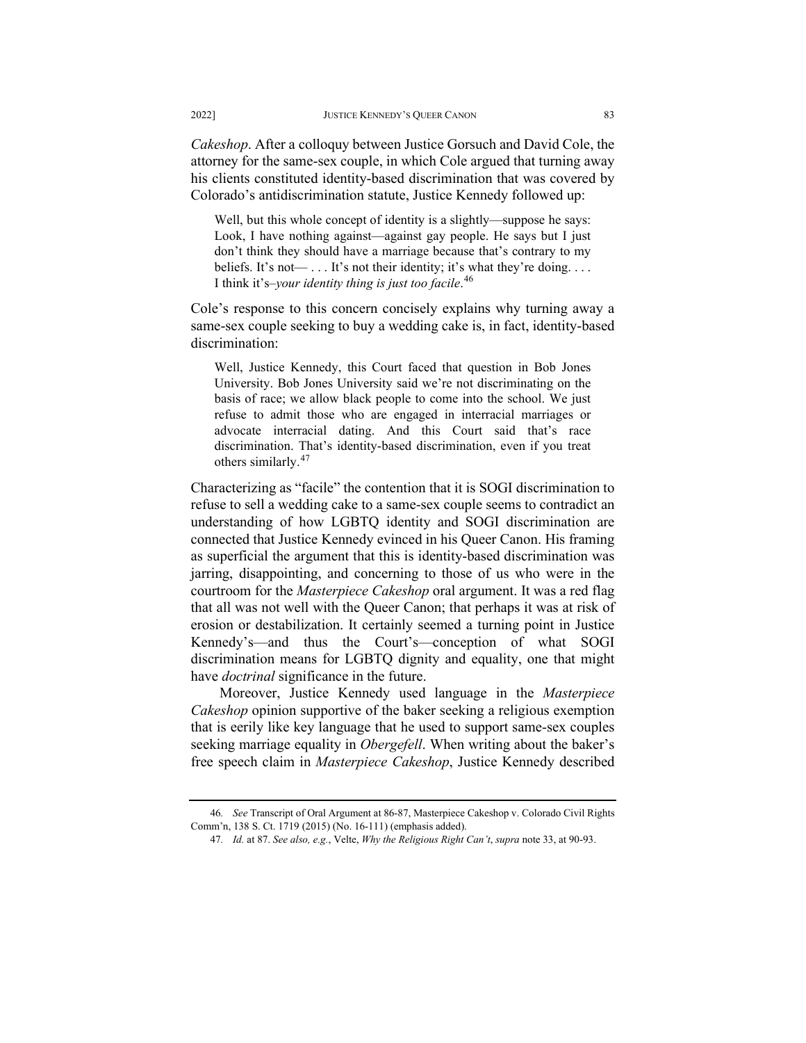*Cakeshop*. After a colloquy between Justice Gorsuch and David Cole, the attorney for the same-sex couple, in which Cole argued that turning away his clients constituted identity-based discrimination that was covered by Colorado's antidiscrimination statute, Justice Kennedy followed up:

> Well, but this whole concept of identity is a slightly—suppose he says: Look, I have nothing against—against gay people. He says but I just don't think they should have a marriage because that's contrary to my beliefs. It's not— . . . It's not their identity; it's what they're doing. . . . I think it's–*your identity thing is just too facile*.[46]

Cole's response to this concern concisely explains why turning away a same-sex couple seeking to buy a wedding cake is, in fact, identity-based discrimination:

> Well, Justice Kennedy, this Court faced that question in Bob Jones University. Bob Jones University said we're not discriminating on the basis of race; we allow black people to come into the school. We just refuse to admit those who are engaged in interracial marriages or advocate interracial dating. And this Court said that's race discrimination. That's identity-based discrimination, even if you treat others similarly.[47]

Characterizing as "facile" the contention that it is SOGI discrimination to refuse to sell a wedding cake to a same-sex couple seems to contradict an understanding of how LGBTQ identity and SOGI discrimination are connected that Justice Kennedy evinced in his Queer Canon. His framing as superficial the argument that this is identity-based discrimination was jarring, disappointing, and concerning to those of us who were in the courtroom for the *Masterpiece Cakeshop* oral argument. It was a red flag that all was not well with the Queer Canon; that perhaps it was at risk of erosion or destabilization. It certainly seemed a turning point in Justice Kennedy's—and thus the Court's—conception of what SOGI discrimination means for LGBTQ dignity and equality, one that might have *doctrinal* significance in the future.

Moreover, Justice Kennedy used language in the *Masterpiece Cakeshop* opinion supportive of the baker seeking a religious exemption that is eerily like key language that he used to support same-sex couples seeking marriage equality in *Obergefell*. When writing about the baker's free speech claim in *Masterpiece Cakeshop*, Justice Kennedy described

---

46. *See* Transcript of Oral Argument at 86-87, Masterpiece Cakeshop v. Colorado Civil Rights Comm'n, 138 S. Ct. 1719 (2015) (No. 16-111) (emphasis added).

47. *Id.* at 87. *See also, e.g.*, Velte, *Why the Religious Right Can't*, *supra* note 33, at 90-93.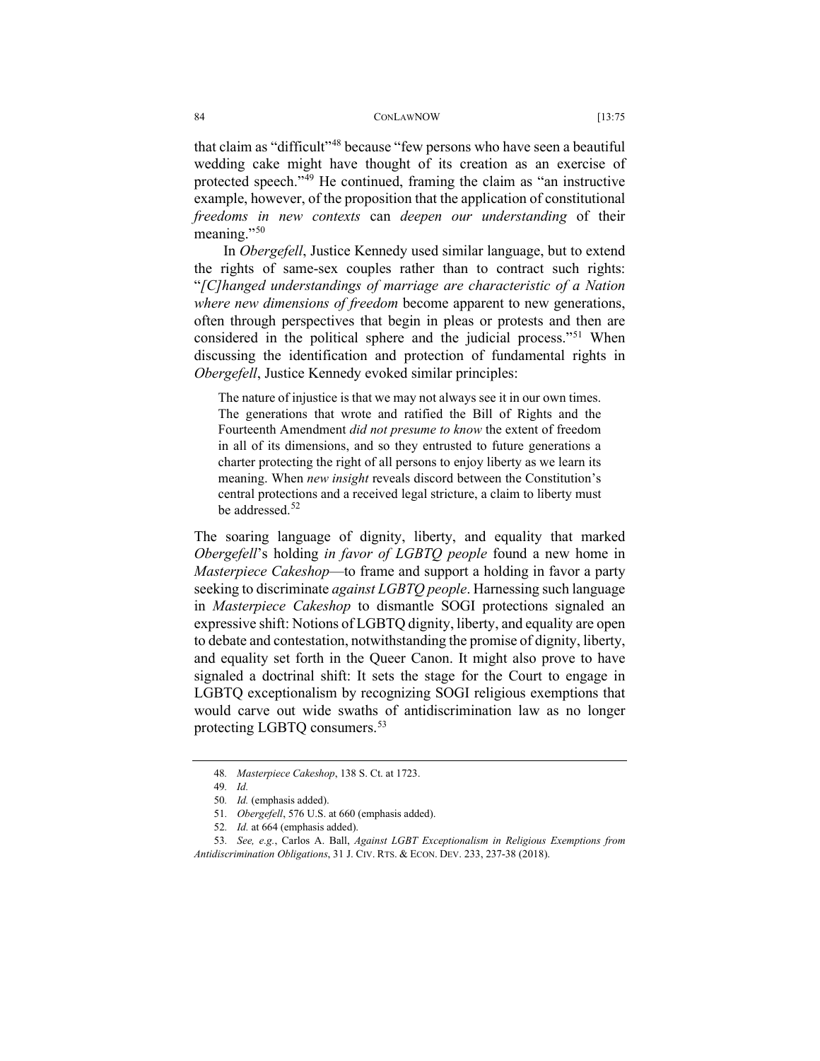that claim as "difficult"[48] because "few persons who have seen a beautiful wedding cake might have thought of its creation as an exercise of protected speech."[49] He continued, framing the claim as "an instructive example, however, of the proposition that the application of constitutional *freedoms in new contexts* can *deepen our understanding* of their meaning."[50]

In *Obergefell*, Justice Kennedy used similar language, but to extend the rights of same-sex couples rather than to contract such rights: "*[C]hanged understandings of marriage are characteristic of a Nation where new dimensions of freedom* become apparent to new generations, often through perspectives that begin in pleas or protests and then are considered in the political sphere and the judicial process."[51] When discussing the identification and protection of fundamental rights in *Obergefell*, Justice Kennedy evoked similar principles:

> The nature of injustice is that we may not always see it in our own times. The generations that wrote and ratified the Bill of Rights and the Fourteenth Amendment *did not presume to know* the extent of freedom in all of its dimensions, and so they entrusted to future generations a charter protecting the right of all persons to enjoy liberty as we learn its meaning. When *new insight* reveals discord between the Constitution's central protections and a received legal stricture, a claim to liberty must be addressed.[52]

The soaring language of dignity, liberty, and equality that marked *Obergefell*'s holding *in favor of LGBTQ people* found a new home in *Masterpiece Cakeshop*—to frame and support a holding in favor a party seeking to discriminate *against LGBTQ people*. Harnessing such language in *Masterpiece Cakeshop* to dismantle SOGI protections signaled an expressive shift: Notions of LGBTQ dignity, liberty, and equality are open to debate and contestation, notwithstanding the promise of dignity, liberty, and equality set forth in the Queer Canon. It might also prove to have signaled a doctrinal shift: It sets the stage for the Court to engage in LGBTQ exceptionalism by recognizing SOGI religious exemptions that would carve out wide swaths of antidiscrimination law as no longer protecting LGBTQ consumers.[53]

---

48. *Masterpiece Cakeshop*, 138 S. Ct. at 1723.

49. *Id.*

50. *Id.* (emphasis added).

51. *Obergefell*, 576 U.S. at 660 (emphasis added).

52. *Id.* at 664 (emphasis added).

53. *See, e.g.*, Carlos A. Ball, *Against LGBT Exceptionalism in Religious Exemptions from Antidiscrimination Obligations*, 31 J. CIV. RTS. & ECON. DEV. 233, 237-38 (2018).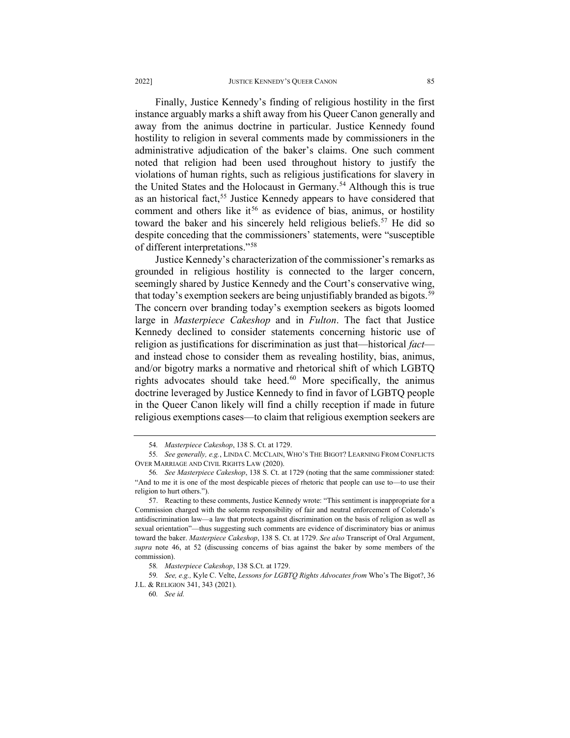Finally, Justice Kennedy's finding of religious hostility in the first instance arguably marks a shift away from his Queer Canon generally and away from the animus doctrine in particular. Justice Kennedy found hostility to religion in several comments made by commissioners in the administrative adjudication of the baker's claims. One such comment noted that religion had been used throughout history to justify the violations of human rights, such as religious justifications for slavery in the United States and the Holocaust in Germany.[54] Although this is true as an historical fact,[55] Justice Kennedy appears to have considered that comment and others like it[56] as evidence of bias, animus, or hostility toward the baker and his sincerely held religious beliefs.[57] He did so despite conceding that the commissioners' statements, were "susceptible of different interpretations."[58]

Justice Kennedy's characterization of the commissioner's remarks as grounded in religious hostility is connected to the larger concern, seemingly shared by Justice Kennedy and the Court's conservative wing, that today's exemption seekers are being unjustifiably branded as bigots.[59] The concern over branding today's exemption seekers as bigots loomed large in *Masterpiece Cakeshop* and in *Fulton*. The fact that Justice Kennedy declined to consider statements concerning historic use of religion as justifications for discrimination as just that—historical *fact*—and instead chose to consider them as revealing hostility, bias, animus, and/or bigotry marks a normative and rhetorical shift of which LGBTQ rights advocates should take heed.[60] More specifically, the animus doctrine leveraged by Justice Kennedy to find in favor of LGBTQ people in the Queer Canon likely will find a chilly reception if made in future religious exemptions cases—to claim that religious exemption seekers are

---

54. *Masterpiece Cakeshop*, 138 S. Ct. at 1729.

55. *See generally, e.g.*, LINDA C. MCCLAIN, WHO'S THE BIGOT? LEARNING FROM CONFLICTS OVER MARRIAGE AND CIVIL RIGHTS LAW (2020).

56. *See Masterpiece Cakeshop*, 138 S. Ct. at 1729 (noting that the same commissioner stated: "And to me it is one of the most despicable pieces of rhetoric that people can use to—to use their religion to hurt others.").

57. Reacting to these comments, Justice Kennedy wrote: "This sentiment is inappropriate for a Commission charged with the solemn responsibility of fair and neutral enforcement of Colorado's antidiscrimination law—a law that protects against discrimination on the basis of religion as well as sexual orientation"—thus suggesting such comments are evidence of discriminatory bias or animus toward the baker. *Masterpiece Cakeshop*, 138 S. Ct. at 1729. *See also* Transcript of Oral Argument, *supra* note 46, at 52 (discussing concerns of bias against the baker by some members of the commission).

58. *Masterpiece Cakeshop*, 138 S.Ct. at 1729.

59. *See, e.g.,* Kyle C. Velte, *Lessons for LGBTQ Rights Advocates from* Who's The Bigot?, 36 J.L. & RELIGION 341, 343 (2021).

60. *See id.*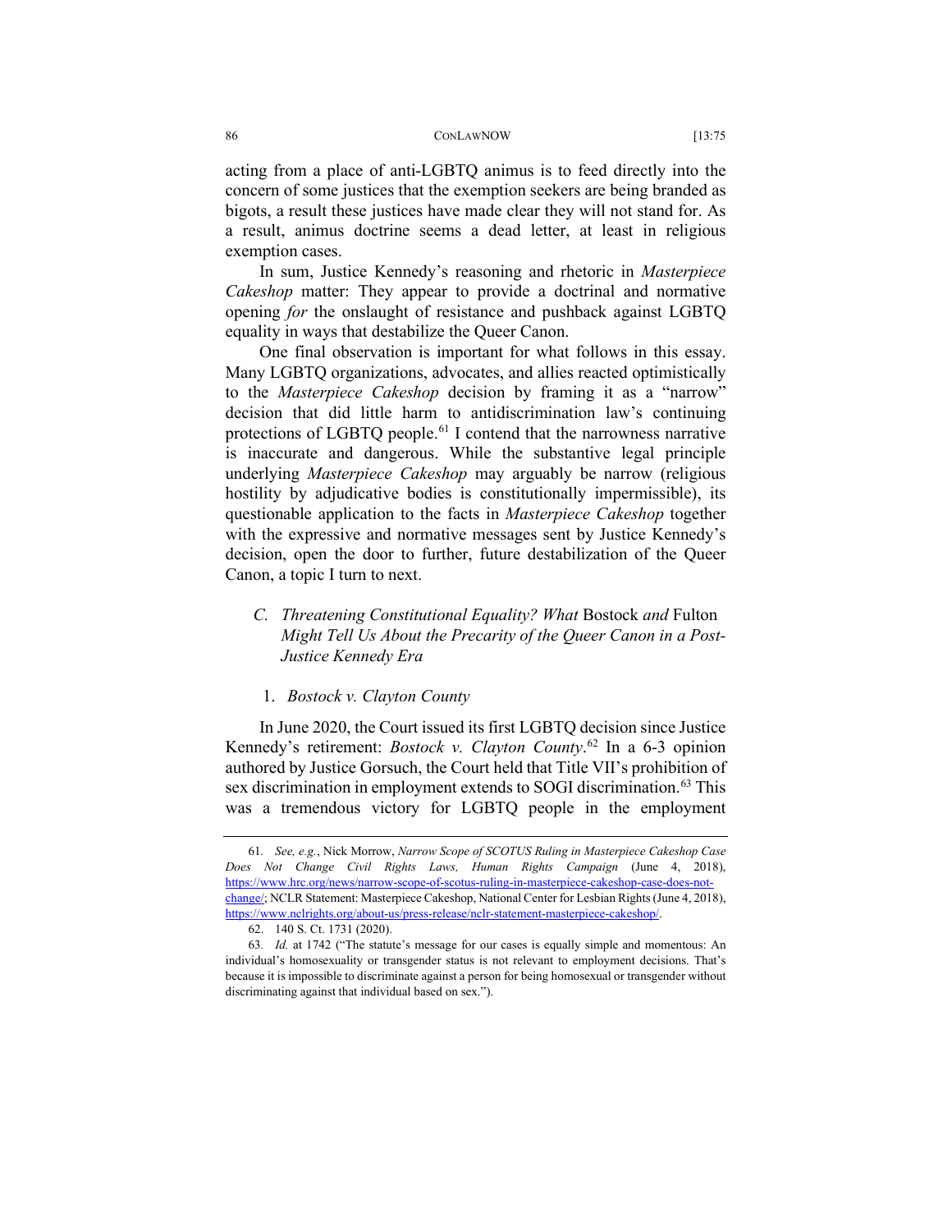acting from a place of anti-LGBTQ animus is to feed directly into the concern of some justices that the exemption seekers are being branded as bigots, a result these justices have made clear they will not stand for. As a result, animus doctrine seems a dead letter, at least in religious exemption cases.

In sum, Justice Kennedy's reasoning and rhetoric in *Masterpiece Cakeshop* matter: They appear to provide a doctrinal and normative opening *for* the onslaught of resistance and pushback against LGBTQ equality in ways that destabilize the Queer Canon.

One final observation is important for what follows in this essay. Many LGBTQ organizations, advocates, and allies reacted optimistically to the *Masterpiece Cakeshop* decision by framing it as a "narrow" decision that did little harm to antidiscrimination law's continuing protections of LGBTQ people.[61] I contend that the narrowness narrative is inaccurate and dangerous. While the substantive legal principle underlying *Masterpiece Cakeshop* may arguably be narrow (religious hostility by adjudicative bodies is constitutionally impermissible), its questionable application to the facts in *Masterpiece Cakeshop* together with the expressive and normative messages sent by Justice Kennedy's decision, open the door to further, future destabilization of the Queer Canon, a topic I turn to next.

### C. *Threatening Constitutional Equality? What* Bostock *and* Fulton *Might Tell Us About the Precarity of the Queer Canon in a Post-Justice Kennedy Era*

#### 1. *Bostock v. Clayton County*

In June 2020, the Court issued its first LGBTQ decision since Justice Kennedy's retirement: *Bostock v. Clayton County*.[62] In a 6-3 opinion authored by Justice Gorsuch, the Court held that Title VII's prohibition of sex discrimination in employment extends to SOGI discrimination.[63] This was a tremendous victory for LGBTQ people in the employment

---

61. *See, e.g.*, Nick Morrow, *Narrow Scope of SCOTUS Ruling in Masterpiece Cakeshop Case Does Not Change Civil Rights Laws, Human Rights Campaign* (June 4, 2018), https://www.hrc.org/news/narrow-scope-of-scotus-ruling-in-masterpiece-cakeshop-case-does-not-change/; NCLR Statement: Masterpiece Cakeshop, National Center for Lesbian Rights (June 4, 2018), https://www.nclrights.org/about-us/press-release/nclr-statement-masterpiece-cakeshop/.

62. 140 S. Ct. 1731 (2020).

63. *Id.* at 1742 ("The statute's message for our cases is equally simple and momentous: An individual's homosexuality or transgender status is not relevant to employment decisions. That's because it is impossible to discriminate against a person for being homosexual or transgender without discriminating against that individual based on sex.").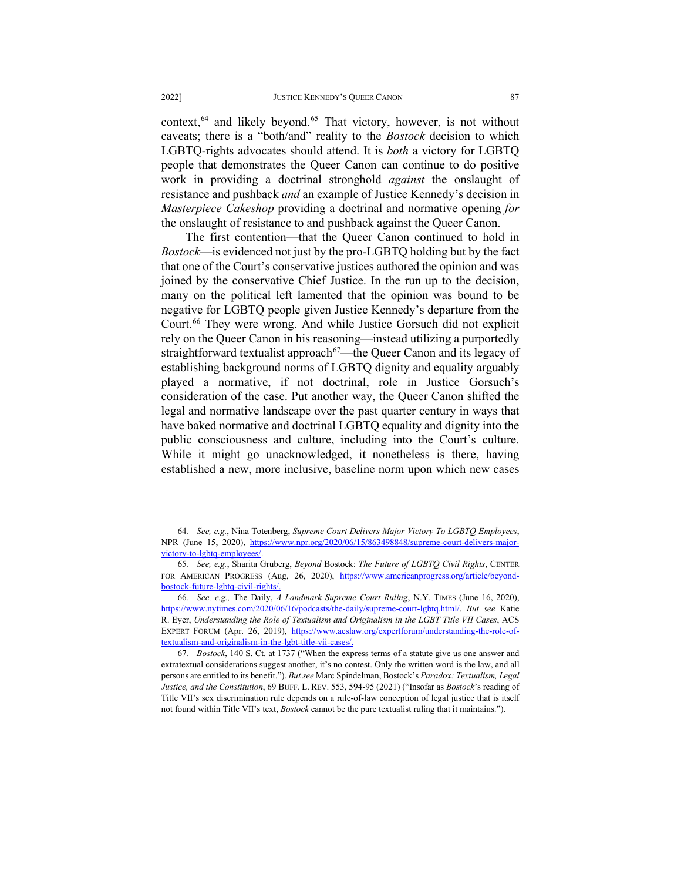context,[64] and likely beyond.[65] That victory, however, is not without caveats; there is a "both/and" reality to the *Bostock* decision to which LGBTQ-rights advocates should attend. It is *both* a victory for LGBTQ people that demonstrates the Queer Canon can continue to do positive work in providing a doctrinal stronghold *against* the onslaught of resistance and pushback *and* an example of Justice Kennedy's decision in *Masterpiece Cakeshop* providing a doctrinal and normative opening *for* the onslaught of resistance to and pushback against the Queer Canon.

The first contention—that the Queer Canon continued to hold in *Bostock*—is evidenced not just by the pro-LGBTQ holding but by the fact that one of the Court's conservative justices authored the opinion and was joined by the conservative Chief Justice. In the run up to the decision, many on the political left lamented that the opinion was bound to be negative for LGBTQ people given Justice Kennedy's departure from the Court.[66] They were wrong. And while Justice Gorsuch did not explicit rely on the Queer Canon in his reasoning—instead utilizing a purportedly straightforward textualist approach[67]—the Queer Canon and its legacy of establishing background norms of LGBTQ dignity and equality arguably played a normative, if not doctrinal, role in Justice Gorsuch's consideration of the case. Put another way, the Queer Canon shifted the legal and normative landscape over the past quarter century in ways that have baked normative and doctrinal LGBTQ equality and dignity into the public consciousness and culture, including into the Court's culture. While it might go unacknowledged, it nonetheless is there, having established a new, more inclusive, baseline norm upon which new cases

---

64. *See, e.g.*, Nina Totenberg, *Supreme Court Delivers Major Victory To LGBTQ Employees*, NPR (June 15, 2020), https://www.npr.org/2020/06/15/863498848/supreme-court-delivers-major-victory-to-lgbtq-employees/.

65. *See, e.g.*, Sharita Gruberg, *Beyond* Bostock: *The Future of LGBTQ Civil Rights*, CENTER FOR AMERICAN PROGRESS (Aug, 26, 2020), https://www.americanprogress.org/article/beyond-bostock-future-lgbtq-civil-rights/.

66. *See, e.g.,* The Daily, *A Landmark Supreme Court Ruling*, N.Y. TIMES (June 16, 2020), https://www.nytimes.com/2020/06/16/podcasts/the-daily/supreme-court-lgbtq.html/. *But see* Katie R. Eyer, *Understanding the Role of Textualism and Originalism in the LGBT Title VII Cases*, ACS EXPERT FORUM (Apr. 26, 2019), https://www.acslaw.org/expertforum/understanding-the-role-of-textualism-and-originalism-in-the-lgbt-title-vii-cases/.

67. *Bostock*, 140 S. Ct. at 1737 ("When the express terms of a statute give us one answer and extratextual considerations suggest another, it's no contest. Only the written word is the law, and all persons are entitled to its benefit."). *But see* Marc Spindelman, Bostock's *Paradox: Textualism, Legal Justice, and the Constitution*, 69 BUFF. L. REV. 553, 594-95 (2021) ("Insofar as *Bostock*'s reading of Title VII's sex discrimination rule depends on a rule-of-law conception of legal justice that is itself not found within Title VII's text, *Bostock* cannot be the pure textualist ruling that it maintains.").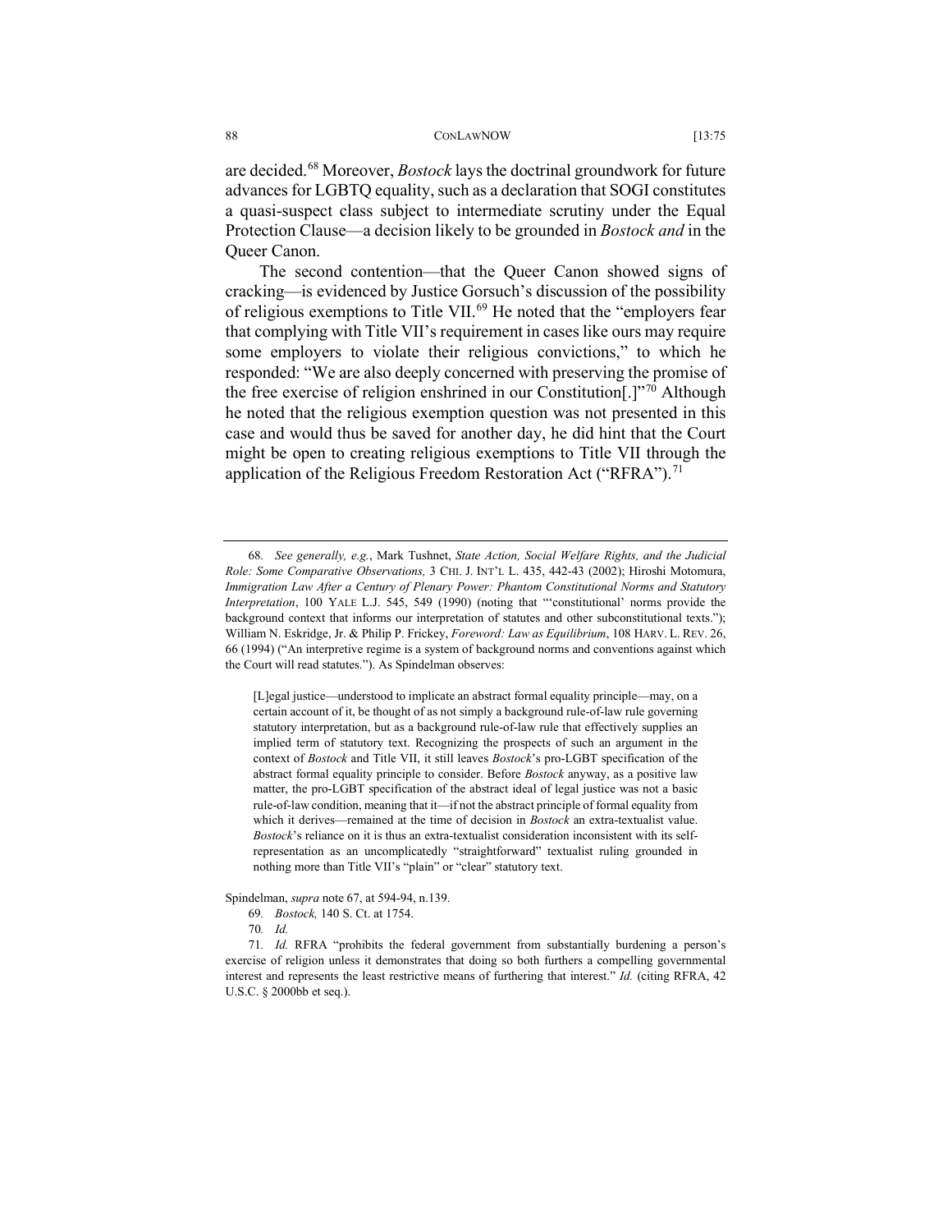are decided.[68] Moreover, *Bostock* lays the doctrinal groundwork for future advances for LGBTQ equality, such as a declaration that SOGI constitutes a quasi-suspect class subject to intermediate scrutiny under the Equal Protection Clause—a decision likely to be grounded in *Bostock and* in the Queer Canon.

The second contention—that the Queer Canon showed signs of cracking—is evidenced by Justice Gorsuch's discussion of the possibility of religious exemptions to Title VII.[69] He noted that the "employers fear that complying with Title VII's requirement in cases like ours may require some employers to violate their religious convictions," to which he responded: "We are also deeply concerned with preserving the promise of the free exercise of religion enshrined in our Constitution[.]"[70] Although he noted that the religious exemption question was not presented in this case and would thus be saved for another day, he did hint that the Court might be open to creating religious exemptions to Title VII through the application of the Religious Freedom Restoration Act ("RFRA").[71]

---

68. *See generally, e.g.*, Mark Tushnet, *State Action, Social Welfare Rights, and the Judicial Role: Some Comparative Observations,* 3 CHI. J. INT'L L. 435, 442-43 (2002); Hiroshi Motomura, *Immigration Law After a Century of Plenary Power: Phantom Constitutional Norms and Statutory Interpretation*, 100 YALE L.J. 545, 549 (1990) (noting that "'constitutional' norms provide the background context that informs our interpretation of statutes and other subconstitutional texts."); William N. Eskridge, Jr. & Philip P. Frickey, *Foreword: Law as Equilibrium*, 108 HARV. L. REV. 26, 66 (1994) ("An interpretive regime is a system of background norms and conventions against which the Court will read statutes."). As Spindelman observes:

> [L]egal justice—understood to implicate an abstract formal equality principle—may, on a certain account of it, be thought of as not simply a background rule-of-law rule governing statutory interpretation, but as a background rule-of-law rule that effectively supplies an implied term of statutory text. Recognizing the prospects of such an argument in the context of *Bostock* and Title VII, it still leaves *Bostock*'s pro-LGBT specification of the abstract formal equality principle to consider. Before *Bostock* anyway, as a positive law matter, the pro-LGBT specification of the abstract ideal of legal justice was not a basic rule-of-law condition, meaning that it—if not the abstract principle of formal equality from which it derives—remained at the time of decision in *Bostock* an extra-textualist value. *Bostock*'s reliance on it is thus an extra-textualist consideration inconsistent with its self-representation as an uncomplicatedly "straightforward" textualist ruling grounded in nothing more than Title VII's "plain" or "clear" statutory text.

Spindelman, *supra* note 67, at 594-94, n.139.

69. *Bostock,* 140 S. Ct. at 1754.

70. *Id.*

71. *Id.* RFRA "prohibits the federal government from substantially burdening a person's exercise of religion unless it demonstrates that doing so both furthers a compelling governmental interest and represents the least restrictive means of furthering that interest." *Id.* (citing RFRA, 42 U.S.C. § 2000bb et seq.).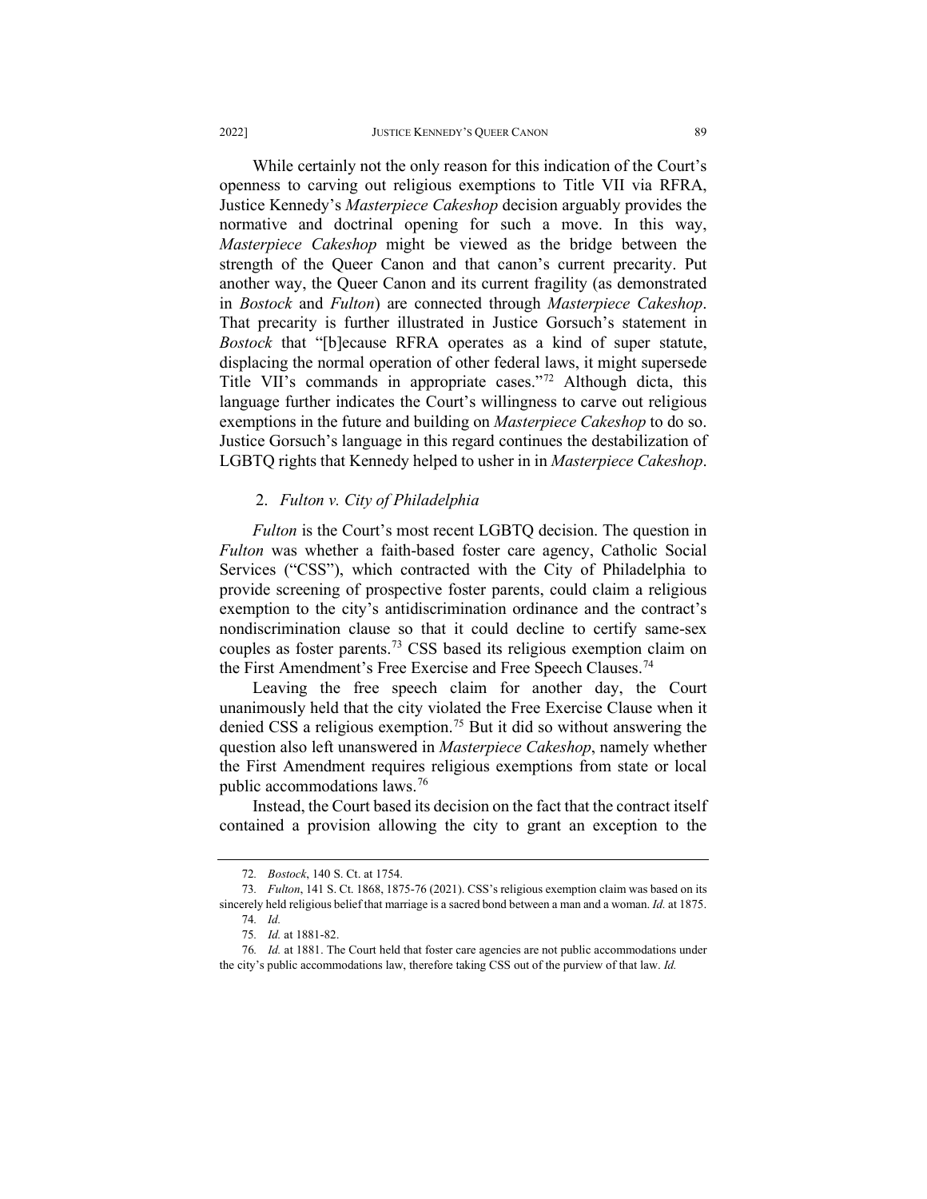While certainly not the only reason for this indication of the Court's openness to carving out religious exemptions to Title VII via RFRA, Justice Kennedy's *Masterpiece Cakeshop* decision arguably provides the normative and doctrinal opening for such a move. In this way, *Masterpiece Cakeshop* might be viewed as the bridge between the strength of the Queer Canon and that canon's current precarity. Put another way, the Queer Canon and its current fragility (as demonstrated in *Bostock* and *Fulton*) are connected through *Masterpiece Cakeshop*. That precarity is further illustrated in Justice Gorsuch's statement in *Bostock* that "[b]ecause RFRA operates as a kind of super statute, displacing the normal operation of other federal laws, it might supersede Title VII's commands in appropriate cases."[72] Although dicta, this language further indicates the Court's willingness to carve out religious exemptions in the future and building on *Masterpiece Cakeshop* to do so. Justice Gorsuch's language in this regard continues the destabilization of LGBTQ rights that Kennedy helped to usher in in *Masterpiece Cakeshop*.

### 2. *Fulton v. City of Philadelphia*

*Fulton* is the Court's most recent LGBTQ decision. The question in *Fulton* was whether a faith-based foster care agency, Catholic Social Services ("CSS"), which contracted with the City of Philadelphia to provide screening of prospective foster parents, could claim a religious exemption to the city's antidiscrimination ordinance and the contract's nondiscrimination clause so that it could decline to certify same-sex couples as foster parents.[73] CSS based its religious exemption claim on the First Amendment's Free Exercise and Free Speech Clauses.[74]

Leaving the free speech claim for another day, the Court unanimously held that the city violated the Free Exercise Clause when it denied CSS a religious exemption.[75] But it did so without answering the question also left unanswered in *Masterpiece Cakeshop*, namely whether the First Amendment requires religious exemptions from state or local public accommodations laws.[76]

Instead, the Court based its decision on the fact that the contract itself contained a provision allowing the city to grant an exception to the

---

72. *Bostock*, 140 S. Ct. at 1754.

73. *Fulton*, 141 S. Ct. 1868, 1875-76 (2021). CSS's religious exemption claim was based on its sincerely held religious belief that marriage is a sacred bond between a man and a woman. *Id.* at 1875.

74. *Id.*

75. *Id.* at 1881-82.

76. *Id.* at 1881. The Court held that foster care agencies are not public accommodations under the city's public accommodations law, therefore taking CSS out of the purview of that law. *Id.*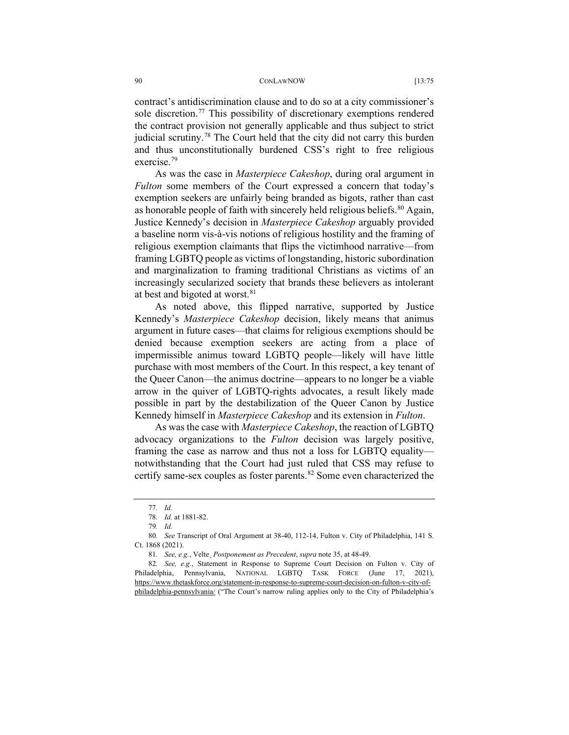contract's antidiscrimination clause and to do so at a city commissioner's sole discretion.[77] This possibility of discretionary exemptions rendered the contract provision not generally applicable and thus subject to strict judicial scrutiny.[78] The Court held that the city did not carry this burden and thus unconstitutionally burdened CSS's right to free religious exercise.[79]

As was the case in *Masterpiece Cakeshop*, during oral argument in *Fulton* some members of the Court expressed a concern that today's exemption seekers are unfairly being branded as bigots, rather than cast as honorable people of faith with sincerely held religious beliefs.[80] Again, Justice Kennedy's decision in *Masterpiece Cakeshop* arguably provided a baseline norm vis-à-vis notions of religious hostility and the framing of religious exemption claimants that flips the victimhood narrative—from framing LGBTQ people as victims of longstanding, historic subordination and marginalization to framing traditional Christians as victims of an increasingly secularized society that brands these believers as intolerant at best and bigoted at worst.[81]

As noted above, this flipped narrative, supported by Justice Kennedy's *Masterpiece Cakeshop* decision, likely means that animus argument in future cases—that claims for religious exemptions should be denied because exemption seekers are acting from a place of impermissible animus toward LGBTQ people—likely will have little purchase with most members of the Court. In this respect, a key tenant of the Queer Canon—the animus doctrine—appears to no longer be a viable arrow in the quiver of LGBTQ-rights advocates, a result likely made possible in part by the destabilization of the Queer Canon by Justice Kennedy himself in *Masterpiece Cakeshop* and its extension in *Fulton*.

As was the case with *Masterpiece Cakeshop*, the reaction of LGBTQ advocacy organizations to the *Fulton* decision was largely positive, framing the case as narrow and thus not a loss for LGBTQ equality—notwithstanding that the Court had just ruled that CSS may refuse to certify same-sex couples as foster parents.[82] Some even characterized the

---

77. *Id.*

78. *Id.* at 1881-82.

79. *Id.*

80. *See* Transcript of Oral Argument at 38-40, 112-14, Fulton v. City of Philadelphia, 141 S. Ct. 1868 (2021).

81. *See, e.g.*, Velte¸ *Postponement as Precedent*, *supra* note 35, at 48-49.

82. *See, e.g.*, Statement in Response to Supreme Court Decision on Fulton v. City of Philadelphia, Pennsylvania, NATIONAL LGBTQ TASK FORCE (June 17, 2021), https://www.thetaskforce.org/statement-in-response-to-supreme-court-decision-on-fulton-v-city-of-philadelphia-pennsylvania/ ("The Court's narrow ruling applies only to the City of Philadelphia's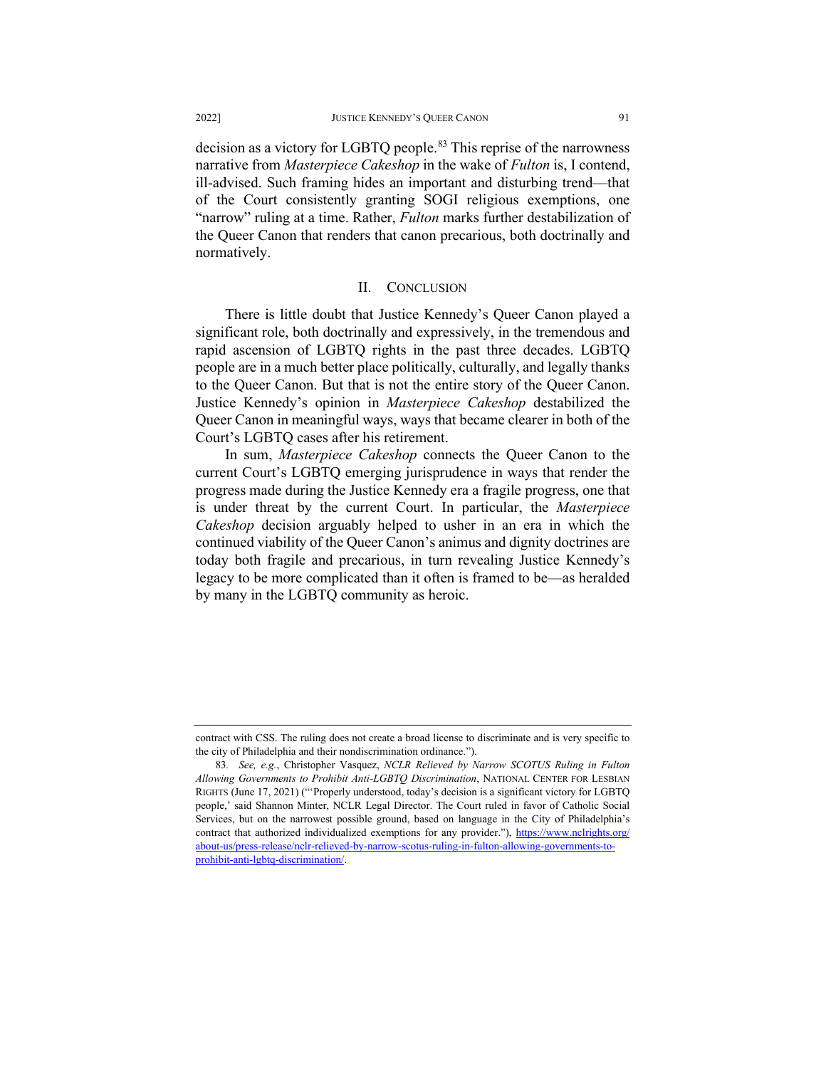decision as a victory for LGBTQ people.[83] This reprise of the narrowness narrative from *Masterpiece Cakeshop* in the wake of *Fulton* is, I contend, ill-advised. Such framing hides an important and disturbing trend—that of the Court consistently granting SOGI religious exemptions, one "narrow" ruling at a time. Rather, *Fulton* marks further destabilization of the Queer Canon that renders that canon precarious, both doctrinally and normatively.

## II. CONCLUSION

There is little doubt that Justice Kennedy's Queer Canon played a significant role, both doctrinally and expressively, in the tremendous and rapid ascension of LGBTQ rights in the past three decades. LGBTQ people are in a much better place politically, culturally, and legally thanks to the Queer Canon. But that is not the entire story of the Queer Canon. Justice Kennedy's opinion in *Masterpiece Cakeshop* destabilized the Queer Canon in meaningful ways, ways that became clearer in both of the Court's LGBTQ cases after his retirement.

In sum, *Masterpiece Cakeshop* connects the Queer Canon to the current Court's LGBTQ emerging jurisprudence in ways that render the progress made during the Justice Kennedy era a fragile progress, one that is under threat by the current Court. In particular, the *Masterpiece Cakeshop* decision arguably helped to usher in an era in which the continued viability of the Queer Canon's animus and dignity doctrines are today both fragile and precarious, in turn revealing Justice Kennedy's legacy to be more complicated than it often is framed to be—as heralded by many in the LGBTQ community as heroic.

---

contract with CSS. The ruling does not create a broad license to discriminate and is very specific to the city of Philadelphia and their nondiscrimination ordinance.").

83. *See, e.g.*, Christopher Vasquez, *NCLR Relieved by Narrow SCOTUS Ruling in Fulton Allowing Governments to Prohibit Anti-LGBTQ Discrimination*, NATIONAL CENTER FOR LESBIAN RIGHTS (June 17, 2021) ("'Properly understood, today's decision is a significant victory for LGBTQ people,' said Shannon Minter, NCLR Legal Director. The Court ruled in favor of Catholic Social Services, but on the narrowest possible ground, based on language in the City of Philadelphia's contract that authorized individualized exemptions for any provider."), https://www.nclrights.org/about-us/press-release/nclr-relieved-by-narrow-scotus-ruling-in-fulton-allowing-governments-to-prohibit-anti-lgbtq-discrimination/.